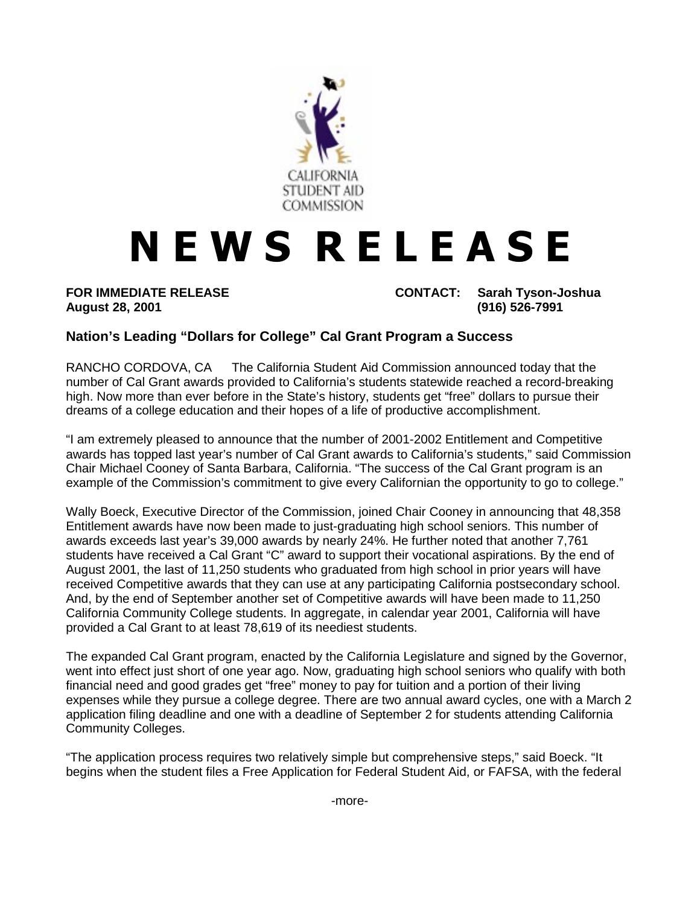CALIFORNIA STUDENT AID COMMISSION

# NEWS RELEASE

**FOR IMMEDIATE RELEASE**
**August 28, 2001**

**CONTACT: Sarah Tyson-Joshua**
**(916) 526-7991**

## Nation's Leading "Dollars for College" Cal Grant Program a Success

RANCHO CORDOVA, CA The California Student Aid Commission announced today that the number of Cal Grant awards provided to California's students statewide reached a record-breaking high. Now more than ever before in the State's history, students get "free" dollars to pursue their dreams of a college education and their hopes of a life of productive accomplishment.

"I am extremely pleased to announce that the number of 2001-2002 Entitlement and Competitive awards has topped last year's number of Cal Grant awards to California's students," said Commission Chair Michael Cooney of Santa Barbara, California. "The success of the Cal Grant program is an example of the Commission's commitment to give every Californian the opportunity to go to college."

Wally Boeck, Executive Director of the Commission, joined Chair Cooney in announcing that 48,358 Entitlement awards have now been made to just-graduating high school seniors. This number of awards exceeds last year's 39,000 awards by nearly 24%. He further noted that another 7,761 students have received a Cal Grant "C" award to support their vocational aspirations. By the end of August 2001, the last of 11,250 students who graduated from high school in prior years will have received Competitive awards that they can use at any participating California postsecondary school. And, by the end of September another set of Competitive awards will have been made to 11,250 California Community College students. In aggregate, in calendar year 2001, California will have provided a Cal Grant to at least 78,619 of its neediest students.

The expanded Cal Grant program, enacted by the California Legislature and signed by the Governor, went into effect just short of one year ago. Now, graduating high school seniors who qualify with both financial need and good grades get "free" money to pay for tuition and a portion of their living expenses while they pursue a college degree. There are two annual award cycles, one with a March 2 application filing deadline and one with a deadline of September 2 for students attending California Community Colleges.

"The application process requires two relatively simple but comprehensive steps," said Boeck. "It begins when the student files a Free Application for Federal Student Aid, or FAFSA, with the federal

-more-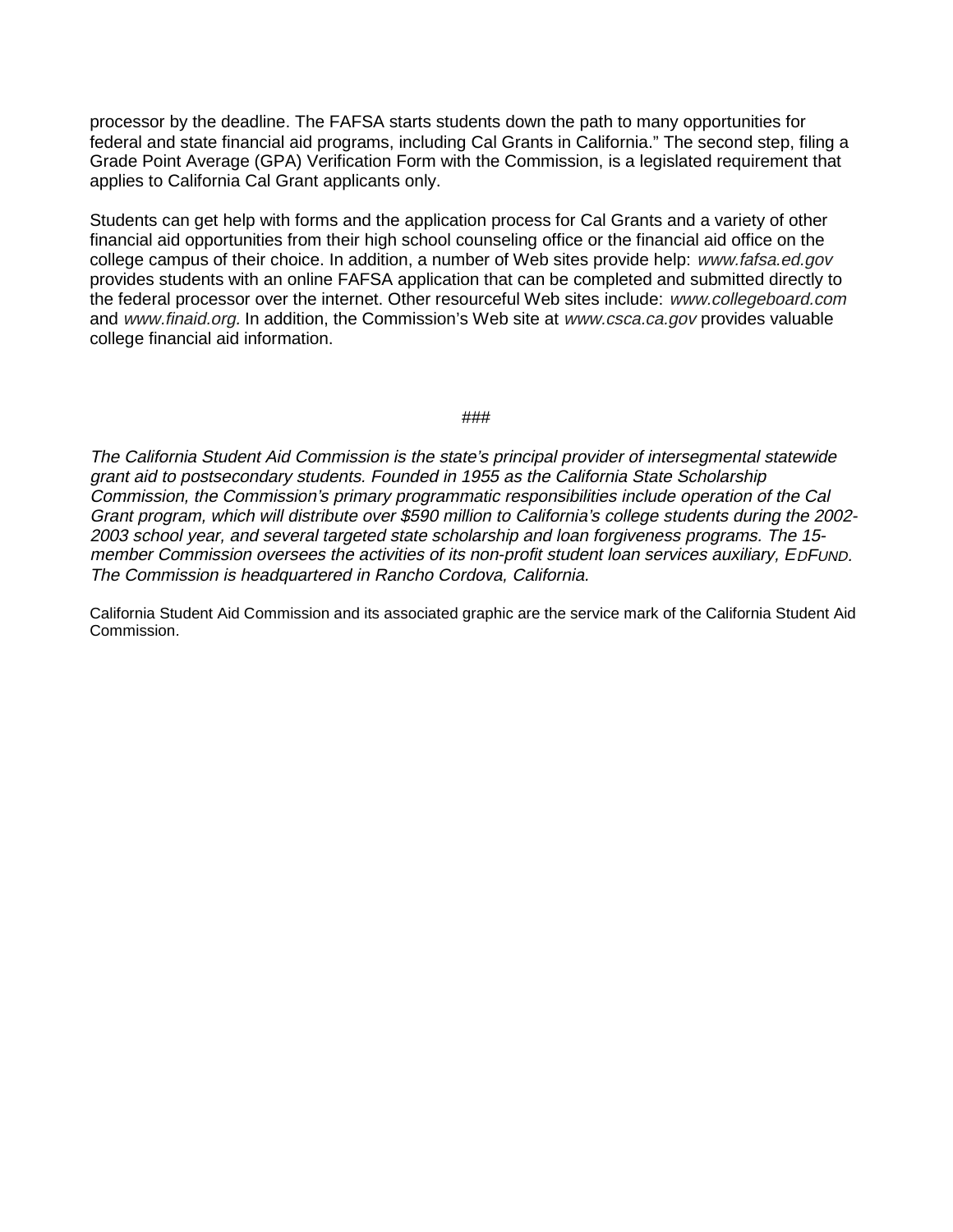processor by the deadline. The FAFSA starts students down the path to many opportunities for federal and state financial aid programs, including Cal Grants in California." The second step, filing a Grade Point Average (GPA) Verification Form with the Commission, is a legislated requirement that applies to California Cal Grant applicants only.

Students can get help with forms and the application process for Cal Grants and a variety of other financial aid opportunities from their high school counseling office or the financial aid office on the college campus of their choice. In addition, a number of Web sites provide help: *www.fafsa.ed.gov* provides students with an online FAFSA application that can be completed and submitted directly to the federal processor over the internet. Other resourceful Web sites include: *www.collegeboard.com* and *www.finaid.org.* In addition, the Commission's Web site at *www.csca.ca.gov* provides valuable college financial aid information.

###

*The California Student Aid Commission is the state's principal provider of intersegmental statewide grant aid to postsecondary students. Founded in 1955 as the California State Scholarship Commission, the Commission's primary programmatic responsibilities include operation of the Cal Grant program, which will distribute over $590 million to California's college students during the 2002-2003 school year, and several targeted state scholarship and loan forgiveness programs. The 15-member Commission oversees the activities of its non-profit student loan services auxiliary, EDFUND. The Commission is headquartered in Rancho Cordova, California.*

California Student Aid Commission and its associated graphic are the service mark of the California Student Aid Commission.